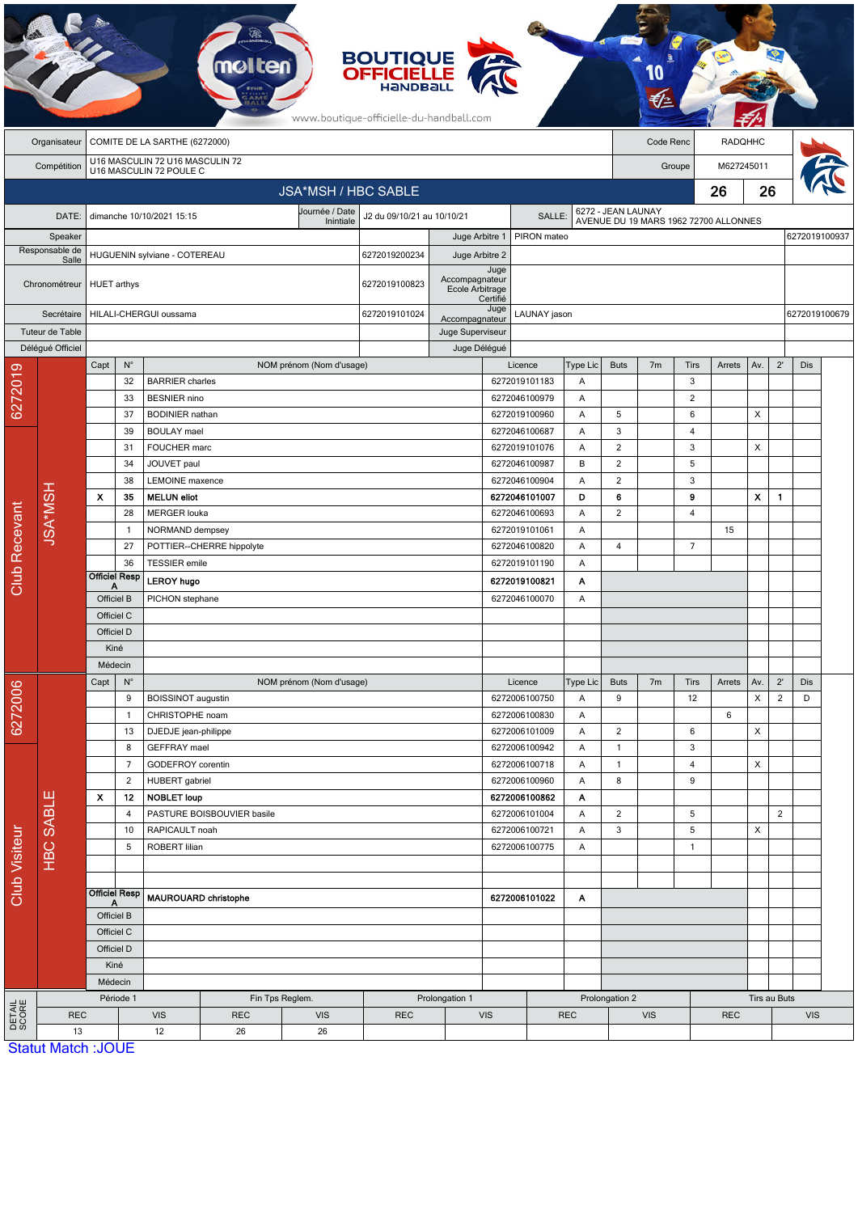BOUTIQUE OFFICIELLE HANDBALL

www.boutique-officielle-du-handball.com

| Organisateur | COMITE DE LA SARTHE (6272000) | Code Renc | RADQHHC |
|---|---|---|---|
| Compétition | U16 MASCULIN 72 U16 MASCULIN 72 U16 MASCULIN 72 POULE C | Groupe | M627245011 |

## JSA*MSH / HBC SABLE — 26 / 26

| DATE: | dimanche 10/10/2021 15:15 | Journée / Date Initiale | J2 du 09/10/21 au 10/10/21 | SALLE: | 6272 - JEAN LAUNAY AVENUE DU 19 MARS 1962 72700 ALLONNES |
|---|---|---|---|---|---|

| Rôle | Nom | Licence | Rôle | Nom | Licence |
|---|---|---|---|---|---|
| Speaker | | | Juge Arbitre 1 | PIRON mateo | 6272019100937 |
| Responsable de Salle | HUGUENIN sylviane - COTEREAU | 6272019200234 | Juge Arbitre 2 | | |
| Chronométreur | HUET arthys | 6272019100823 | Juge Accompagnateur Ecole Arbitrage Certifié | | |
| Secrétaire | HILALI-CHERGUI oussama | 6272019101024 | Juge Accompagnateur | LAUNAY jason | 6272019100679 |
| Tuteur de Table | | | Juge Superviseur | | |
| Délégué Officiel | | | Juge Délégué | | |

### Club Recevant — 6272019 — JSA*MSH

| Capt | N° | NOM prénom (Nom d'usage) | Licence | Type Lic | Buts | 7m | Tirs | Arrets | Av. | 2' | Dis |
|---|---|---|---|---|---|---|---|---|---|---|---|
| | 32 | BARRIER charles | 6272019101183 | A | | | 3 | | | | |
| | 33 | BESNIER nino | 6272046100979 | A | | | 2 | | | | |
| | 37 | BODINIER nathan | 6272019100960 | A | 5 | | 6 | | X | | |
| | 39 | BOULAY mael | 6272046100687 | A | 3 | | 4 | | | | |
| | 31 | FOUCHER marc | 6272019101076 | A | 2 | | 3 | | X | | |
| | 34 | JOUVET paul | 6272046100987 | B | 2 | | 5 | | | | |
| | 38 | LEMOINE maxence | 6272046100904 | A | 2 | | 3 | | | | |
| **X** | **35** | **MELUN eliot** | **6272046101007** | **D** | **6** | | **9** | | **X** | **1** | |
| | 28 | MERGER louka | 6272046100693 | A | 2 | | 4 | | | | |
| | 1 | NORMAND dempsey | 6272019101061 | A | | | | 15 | | | |
| | 27 | POTTIER--CHERRE hippolyte | 6272046100820 | A | 4 | | 7 | | | | |
| | 36 | TESSIER emile | 6272019101190 | A | | | | | | | |
| Officiel Resp A | | **LEROY hugo** | **6272019100821** | **A** | | | | | | | |
| Officiel B | | PICHON stephane | 6272046100070 | A | | | | | | | |
| Officiel C | | | | | | | | | | | |
| Officiel D | | | | | | | | | | | |
| Kiné | | | | | | | | | | | |
| Médecin | | | | | | | | | | | |

### Club Visiteur — 6272006 — HBC SABLE

| Capt | N° | NOM prénom (Nom d'usage) | Licence | Type Lic | Buts | 7m | Tirs | Arrets | Av. | 2' | Dis |
|---|---|---|---|---|---|---|---|---|---|---|---|
| | 9 | BOISSINOT augustin | 6272006100750 | A | 9 | | 12 | | X | 2 | D |
| | 1 | CHRISTOPHE noam | 6272006100830 | A | | | | 6 | | | |
| | 13 | DJEDJE jean-philippe | 6272006101009 | A | 2 | | 6 | | X | | |
| | 8 | GEFFRAY mael | 6272006100942 | A | 1 | | 3 | | | | |
| | 7 | GODEFROY corentin | 6272006100718 | A | 1 | | 4 | | X | | |
| | 2 | HUBERT gabriel | 6272006100960 | A | 8 | | 9 | | | | |
| **X** | **12** | **NOBLET loup** | **6272006100862** | **A** | | | | | | | |
| | 4 | PASTURE BOISBOUVIER basile | 6272006101004 | A | 2 | | 5 | | | 2 | |
| | 10 | RAPICAULT noah | 6272006100721 | A | 3 | | 5 | | X | | |
| | 5 | ROBERT lilian | 6272006100775 | A | | | 1 | | | | |
| | | | | | | | | | | | |
| | | | | | | | | | | | |
| Officiel Resp A | | **MAUROUARD christophe** | **6272006101022** | **A** | | | | | | | |
| Officiel B | | | | | | | | | | | |
| Officiel C | | | | | | | | | | | |
| Officiel D | | | | | | | | | | | |
| Kiné | | | | | | | | | | | |
| Médecin | | | | | | | | | | | |

### DETAIL SCORE

| Période 1 | | Fin Tps Reglem. | | Prolongation 1 | | Prolongation 2 | | Tirs au Buts | |
|---|---|---|---|---|---|---|---|---|---|
| REC | VIS | REC | VIS | REC | VIS | REC | VIS | REC | VIS |
| 13 | 12 | 26 | 26 | | | | | | |

Statut Match :JOUE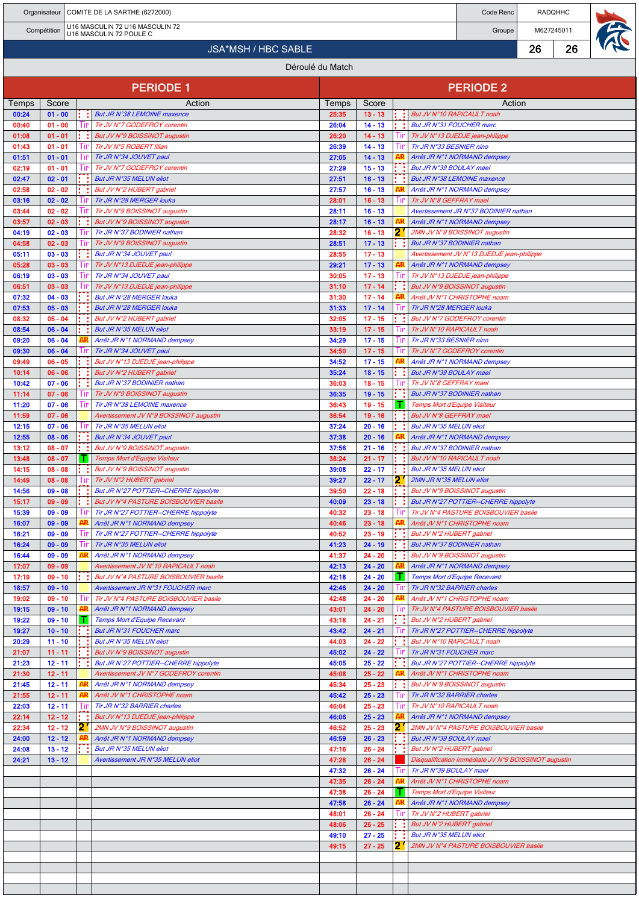| Organisateur | COMITE DE LA SARTHE (6272000) | Code Renc | RADQHHC |
|---|---|---|---|
| Compétition | U16 MASCULIN 72 U16 MASCULIN 72 U16 MASCULIN 72 POULE C | Groupe | M627245011 |

## JSA*MSH / HBC SABLE — 26 / 26

### Déroulé du Match

| PERIODE 1 | | | | PERIODE 2 | | | |
|---|---|---|---|---|---|---|---|
| Temps | Score | | Action | Temps | Score | | Action |
| 00:24 | 01 - 00 | | But JR N°38 LEMOINE maxence | 25:35 | 13 - 13 | | But JV N°10 RAPICAULT noah |
| 00:40 | 01 - 00 | Tir | Tir JV N°7 GODEFROY corentin | 26:04 | 14 - 13 | | But JR N°31 FOUCHER marc |
| 01:08 | 01 - 01 | | But JV N°9 BOISSINOT augustin | 26:20 | 14 - 13 | Tir | Tir JV N°13 DJEDJE jean-philippe |
| 01:43 | 01 - 01 | Tir | Tir JV N°5 ROBERT lilian | 26:39 | 14 - 13 | Tir | Tir JR N°33 BESNIER nino |
| 01:51 | 01 - 01 | Tir | Tir JR N°34 JOUVET paul | 27:05 | 14 - 13 | AR | Arrêt JR N°1 NORMAND dempsey |
| 02:19 | 01 - 01 | Tir | Tir JV N°7 GODEFROY corentin | 27:29 | 15 - 13 | | But JR N°39 BOULAY mael |
| 02:47 | 02 - 01 | | But JR N°35 MELUN eliot | 27:51 | 16 - 13 | | But JR N°38 LEMOINE maxence |
| 02:58 | 02 - 02 | | But JV N°2 HUBERT gabriel | 27:57 | 16 - 13 | AR | Arrêt JR N°1 NORMAND dempsey |
| 03:16 | 02 - 02 | Tir | Tir JR N°28 MERGER louka | 28:01 | 16 - 13 | Tir | Tir JV N°8 GEFFRAY mael |
| 03:44 | 02 - 02 | Tir | Tir JV N°9 BOISSINOT augustin | 28:11 | 16 - 13 | | Avertissement JR N°37 BODINIER nathan |
| 03:57 | 02 - 03 | | But JV N°9 BOISSINOT augustin | 28:17 | 16 - 13 | AR | Arrêt JR N°1 NORMAND dempsey |
| 04:19 | 02 - 03 | Tir | Tir JR N°37 BODINIER nathan | 28:32 | 16 - 13 | 2' | 2MN JV N°9 BOISSINOT augustin |
| 04:58 | 02 - 03 | Tir | Tir JV N°9 BOISSINOT augustin | 28:51 | 17 - 13 | | But JR N°37 BODINIER nathan |
| 05:11 | 03 - 03 | | But JR N°34 JOUVET paul | 28:55 | 17 - 13 | | Avertissement JV N°13 DJEDJE jean-philippe |
| 05:28 | 03 - 03 | Tir | Tir JV N°13 DJEDJE jean-philippe | 29:21 | 17 - 13 | AR | Arrêt JR N°1 NORMAND dempsey |
| 06:19 | 03 - 03 | Tir | Tir JR N°34 JOUVET paul | 30:05 | 17 - 13 | Tir | Tir JV N°13 DJEDJE jean-philippe |
| 06:51 | 03 - 03 | Tir | Tir JV N°13 DJEDJE jean-philippe | 31:10 | 17 - 14 | | But JV N°9 BOISSINOT augustin |
| 07:32 | 04 - 03 | | But JR N°28 MERGER louka | 31:30 | 17 - 14 | AR | Arrêt JV N°1 CHRISTOPHE noam |
| 07:53 | 05 - 03 | | But JR N°28 MERGER louka | 31:33 | 17 - 14 | Tir | Tir JR N°28 MERGER louka |
| 08:32 | 05 - 04 | | But JV N°2 HUBERT gabriel | 32:05 | 17 - 15 | | But JV N°7 GODEFROY corentin |
| 08:54 | 06 - 04 | | But JR N°35 MELUN eliot | 33:19 | 17 - 15 | Tir | Tir JV N°10 RAPICAULT noah |
| 09:20 | 06 - 04 | AR | Arrêt JR N°1 NORMAND dempsey | 34:29 | 17 - 15 | Tir | Tir JR N°33 BESNIER nino |
| 09:30 | 06 - 04 | Tir | Tir JR N°34 JOUVET paul | 34:50 | 17 - 15 | Tir | Tir JV N°7 GODEFROY corentin |
| 09:49 | 06 - 05 | | But JV N°13 DJEDJE jean-philippe | 34:52 | 17 - 15 | AR | Arrêt JR N°1 NORMAND dempsey |
| 10:14 | 06 - 06 | | But JV N°2 HUBERT gabriel | 35:24 | 18 - 15 | | But JR N°39 BOULAY mael |
| 10:42 | 07 - 06 | | But JR N°37 BODINIER nathan | 36:03 | 18 - 15 | Tir | Tir JV N°8 GEFFRAY mael |
| 11:14 | 07 - 06 | Tir | Tir JV N°9 BOISSINOT augustin | 36:35 | 19 - 15 | | But JR N°37 BODINIER nathan |
| 11:20 | 07 - 06 | Tir | Tir JR N°38 LEMOINE maxence | 36:43 | 19 - 15 | T | Temps Mort d'Equipe Visiteur |
| 11:59 | 07 - 06 | | Avertissement JV N°9 BOISSINOT augustin | 36:54 | 19 - 16 | | But JV N°8 GEFFRAY mael |
| 12:15 | 07 - 06 | Tir | Tir JR N°35 MELUN eliot | 37:24 | 20 - 16 | | But JR N°35 MELUN eliot |
| 12:55 | 08 - 06 | | But JR N°34 JOUVET paul | 37:38 | 20 - 16 | AR | Arrêt JR N°1 NORMAND dempsey |
| 13:12 | 08 - 07 | | But JV N°9 BOISSINOT augustin | 37:56 | 21 - 16 | | But JR N°37 BODINIER nathan |
| 13:48 | 08 - 07 | T | Temps Mort d'Equipe Visiteur | 38:24 | 21 - 17 | | But JV N°10 RAPICAULT noah |
| 14:15 | 08 - 08 | | But JV N°9 BOISSINOT augustin | 39:08 | 22 - 17 | | But JR N°35 MELUN eliot |
| 14:49 | 08 - 08 | Tir | Tir JV N°2 HUBERT gabriel | 39:27 | 22 - 17 | 2' | 2MN JR N°35 MELUN eliot |
| 14:56 | 09 - 08 | | But JR N°27 POTTIER--CHERRE hippolyte | 39:50 | 22 - 18 | | But JV N°9 BOISSINOT augustin |
| 15:17 | 09 - 09 | | But JV N°4 PASTURE BOISBOUVIER basile | 40:09 | 23 - 18 | | But JR N°27 POTTIER--CHERRE hippolyte |
| 15:39 | 09 - 09 | Tir | Tir JR N°27 POTTIER--CHERRE hippolyte | 40:32 | 23 - 18 | Tir | Tir JV N°4 PASTURE BOISBOUVIER basile |
| 16:07 | 09 - 09 | AR | Arrêt JR N°1 NORMAND dempsey | 40:46 | 23 - 18 | AR | Arrêt JV N°1 CHRISTOPHE noam |
| 16:21 | 09 - 09 | Tir | Tir JR N°27 POTTIER--CHERRE hippolyte | 40:52 | 23 - 19 | | But JV N°2 HUBERT gabriel |
| 16:24 | 09 - 09 | Tir | Tir JR N°35 MELUN eliot | 41:23 | 24 - 19 | | But JR N°37 BODINIER nathan |
| 16:44 | 09 - 09 | AR | Arrêt JR N°1 NORMAND dempsey | 41:37 | 24 - 20 | | But JV N°9 BOISSINOT augustin |
| 17:07 | 09 - 09 | | Avertissement JV N°10 RAPICAULT noah | 42:13 | 24 - 20 | AR | Arrêt JR N°1 NORMAND dempsey |
| 17:19 | 09 - 10 | | But JV N°4 PASTURE BOISBOUVIER basile | 42:18 | 24 - 20 | T | Temps Mort d'Equipe Recevant |
| 18:57 | 09 - 10 | | Avertissement JR N°31 FOUCHER marc | 42:46 | 24 - 20 | Tir | Tir JR N°32 BARRIER charles |
| 19:02 | 09 - 10 | Tir | Tir JV N°4 PASTURE BOISBOUVIER basile | 42:48 | 24 - 20 | AR | Arrêt JV N°1 CHRISTOPHE noam |
| 19:15 | 09 - 10 | AR | Arrêt JR N°1 NORMAND dempsey | 43:01 | 24 - 20 | Tir | Tir JV N°4 PASTURE BOISBOUVIER basile |
| 19:22 | 09 - 10 | T | Temps Mort d'Equipe Recevant | 43:18 | 24 - 21 | | But JV N°2 HUBERT gabriel |
| 19:27 | 10 - 10 | | But JR N°31 FOUCHER marc | 43:42 | 24 - 21 | Tir | Tir JR N°27 POTTIER--CHERRE hippolyte |
| 20:29 | 11 - 10 | | But JR N°35 MELUN eliot | 44:03 | 24 - 22 | | But JV N°10 RAPICAULT noah |
| 21:07 | 11 - 11 | | But JV N°9 BOISSINOT augustin | 45:02 | 24 - 22 | Tir | Tir JR N°31 FOUCHER marc |
| 21:23 | 12 - 11 | | But JR N°27 POTTIER--CHERRE hippolyte | 45:05 | 25 - 22 | | But JR N°27 POTTIER--CHERRE hippolyte |
| 21:30 | 12 - 11 | | Avertissement JV N°7 GODEFROY corentin | 45:08 | 25 - 22 | AR | Arrêt JV N°1 CHRISTOPHE noam |
| 21:45 | 12 - 11 | AR | Arrêt JR N°1 NORMAND dempsey | 45:34 | 25 - 23 | | But JV N°9 BOISSINOT augustin |
| 21:55 | 12 - 11 | AR | Arrêt JV N°1 CHRISTOPHE noam | 45:42 | 25 - 23 | Tir | Tir JR N°32 BARRIER charles |
| 22:03 | 12 - 11 | Tir | Tir JR N°32 BARRIER charles | 46:04 | 25 - 23 | Tir | Tir JV N°10 RAPICAULT noah |
| 22:14 | 12 - 12 | | But JV N°13 DJEDJE jean-philippe | 46:06 | 25 - 23 | AR | Arrêt JR N°1 NORMAND dempsey |
| 22:34 | 12 - 12 | 2' | 2MN JV N°9 BOISSINOT augustin | 46:52 | 25 - 23 | 2' | 2MN JV N°4 PASTURE BOISBOUVIER basile |
| 24:00 | 12 - 12 | AR | Arrêt JR N°1 NORMAND dempsey | 46:59 | 26 - 23 | | But JR N°39 BOULAY mael |
| 24:08 | 13 - 12 | | But JR N°35 MELUN eliot | 47:16 | 26 - 24 | | But JV N°2 HUBERT gabriel |
| 24:21 | 13 - 12 | | Avertissement JR N°35 MELUN eliot | 47:28 | 26 - 24 | | Disqualification Immédiate JV N°9 BOISSINOT augustin |
| | | | | 47:32 | 26 - 24 | Tir | Tir JR N°39 BOULAY mael |
| | | | | 47:35 | 26 - 24 | AR | Arrêt JV N°1 CHRISTOPHE noam |
| | | | | 47:38 | 26 - 24 | T | Temps Mort d'Equipe Visiteur |
| | | | | 47:58 | 26 - 24 | AR | Arrêt JR N°1 NORMAND dempsey |
| | | | | 48:01 | 26 - 24 | Tir | Tir JV N°2 HUBERT gabriel |
| | | | | 48:06 | 26 - 25 | | But JV N°2 HUBERT gabriel |
| | | | | 49:10 | 27 - 25 | | But JR N°35 MELUN eliot |
| | | | | 49:15 | 27 - 25 | 2' | 2MN JV N°4 PASTURE BOISBOUVIER basile |